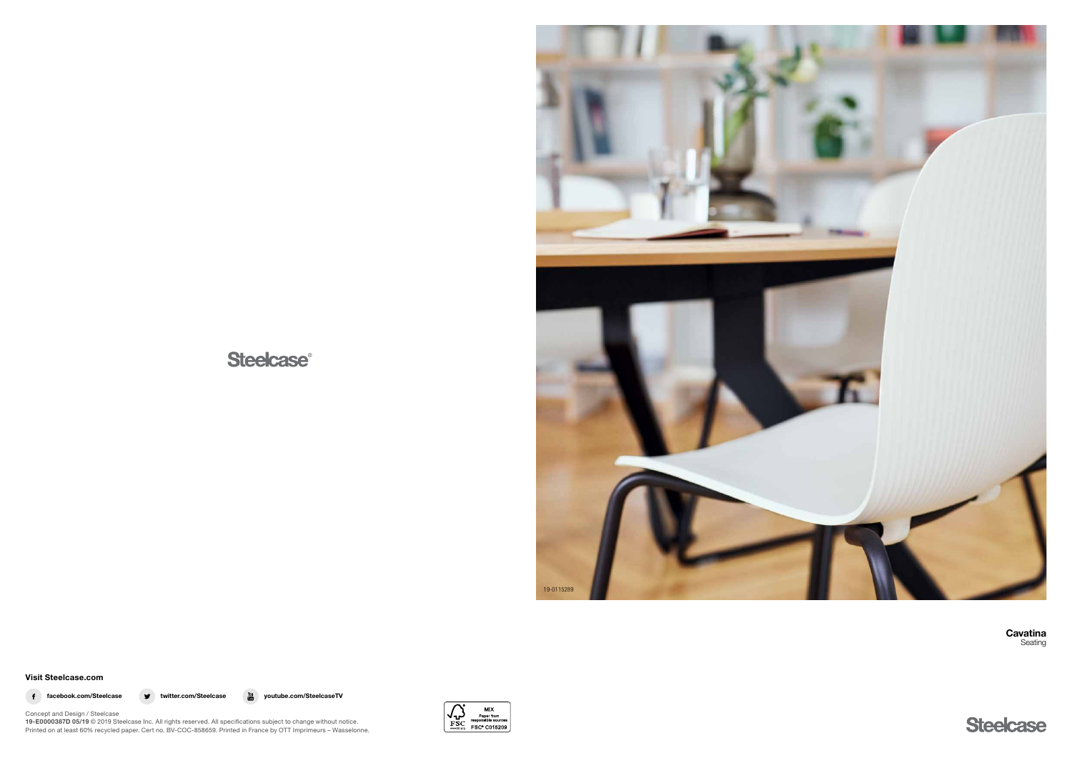Steelcase®

19-0115289

**Cavatina**
Seating

**Visit Steelcase.com**

**facebook.com/Steelcase** **twitter.com/Steelcase** **youtube.com/SteelcaseTV**

Concept and Design / Steelcase
**19-E0000387D 05/19** © 2019 Steelcase Inc. All rights reserved. All specifications subject to change without notice.
Printed on at least 60% recycled paper. Cert no. BV-COC-858659. Printed in France by OTT Imprimeurs – Wasselonne.

MIX
Paper from responsible sources
FSC® C015209

Steelcase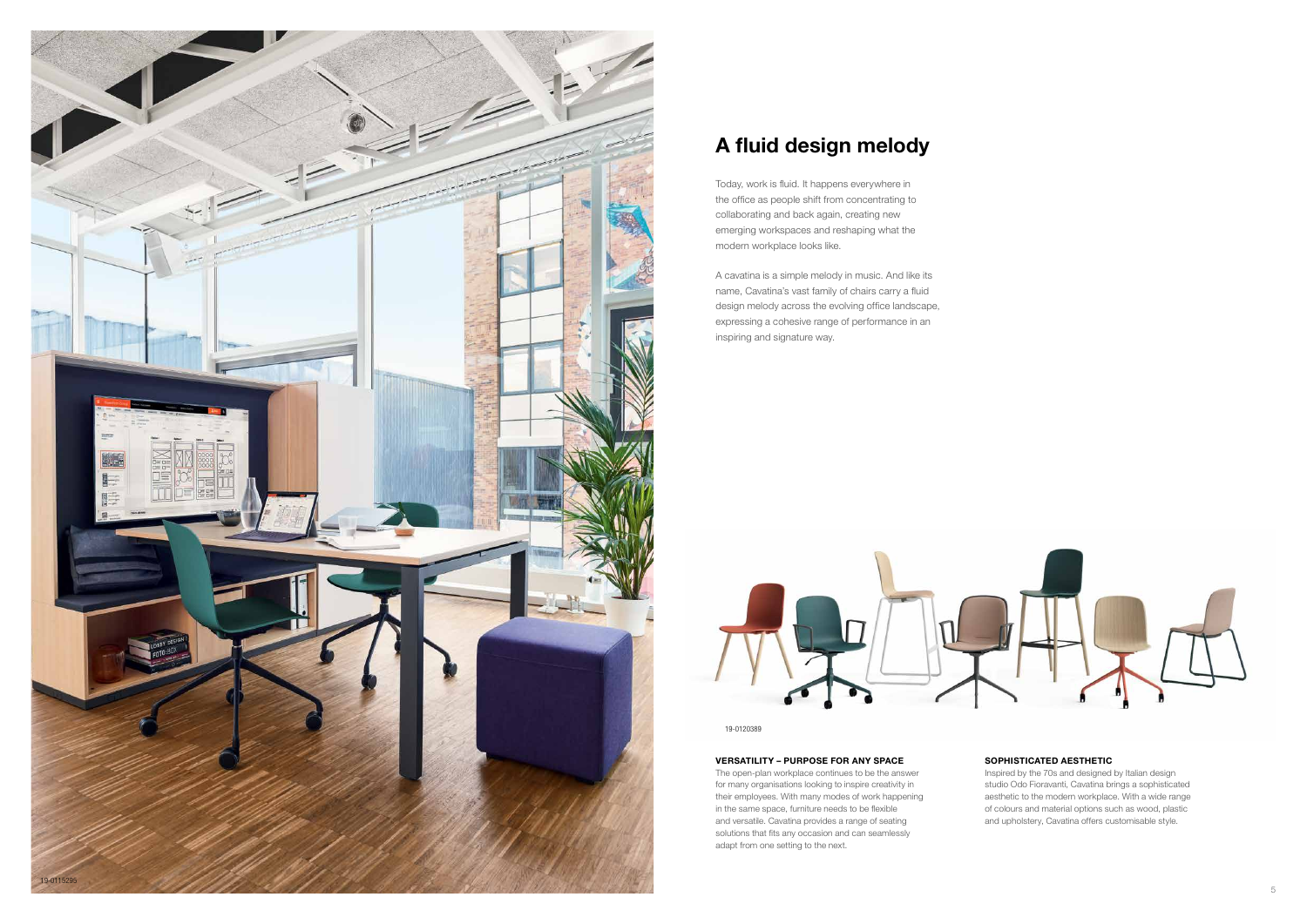# A fluid design melody

Today, work is fluid. It happens everywhere in the office as people shift from concentrating to collaborating and back again, creating new emerging workspaces and reshaping what the modern workplace looks like.

A cavatina is a simple melody in music. And like its name, Cavatina's vast family of chairs carry a fluid design melody across the evolving office landscape, expressing a cohesive range of performance in an inspiring and signature way.

19-0115295

19-0120389

**VERSATILITY – PURPOSE FOR ANY SPACE**

The open-plan workplace continues to be the answer for many organisations looking to inspire creativity in their employees. With many modes of work happening in the same space, furniture needs to be flexible and versatile. Cavatina provides a range of seating solutions that fits any occasion and can seamlessly adapt from one setting to the next.

**SOPHISTICATED AESTHETIC**

Inspired by the 70s and designed by Italian design studio Odo Fioravanti, Cavatina brings a sophisticated aesthetic to the modern workplace. With a wide range of colours and material options such as wood, plastic and upholstery, Cavatina offers customisable style.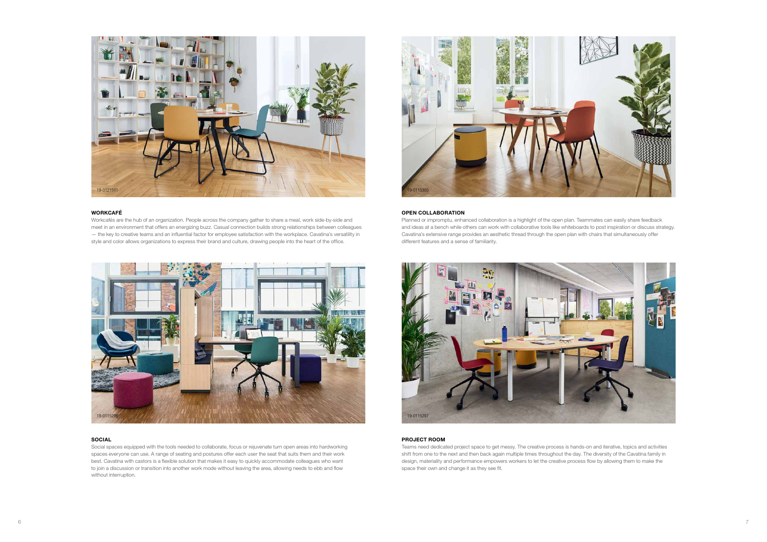19-0121501

### WORKCAFÉ

Workcafés are the hub of an organization. People across the company gather to share a meal, work side-by-side and meet in an environment that offers an energizing buzz. Casual connection builds strong relationships between colleagues — the key to creative teams and an influential factor for employee satisfaction with the workplace. Cavatina's versatility in style and color allows organizations to express their brand and culture, drawing people into the heart of the office.

19-0115305

### OPEN COLLABORATION

Planned or impromptu, enhanced collaboration is a highlight of the open plan. Teammates can easily share feedback and ideas at a bench while others can work with collaborative tools like whiteboards to post inspiration or discuss strategy. Cavatina's extensive range provides an aesthetic thread through the open plan with chairs that simultaneously offer different features and a sense of familiarity.

19-0115296

### SOCIAL

Social spaces equipped with the tools needed to collaborate, focus or rejuvenate turn open areas into hardworking spaces everyone can use. A range of seating and postures offer each user the seat that suits them and their work best. Cavatina with castors is a flexible solution that makes it easy to quickly accommodate colleagues who want to join a discussion or transition into another work mode without leaving the area, allowing needs to ebb and flow without interruption.

19-0115297

### PROJECT ROOM

Teams need dedicated project space to get messy. The creative process is hands-on and iterative, topics and activities shift from one to the next and then back again multiple times throughout the day. The diversity of the Cavatina family in design, materiality and performance empowers workers to let the creative process flow by allowing them to make the space their own and change it as they see fit.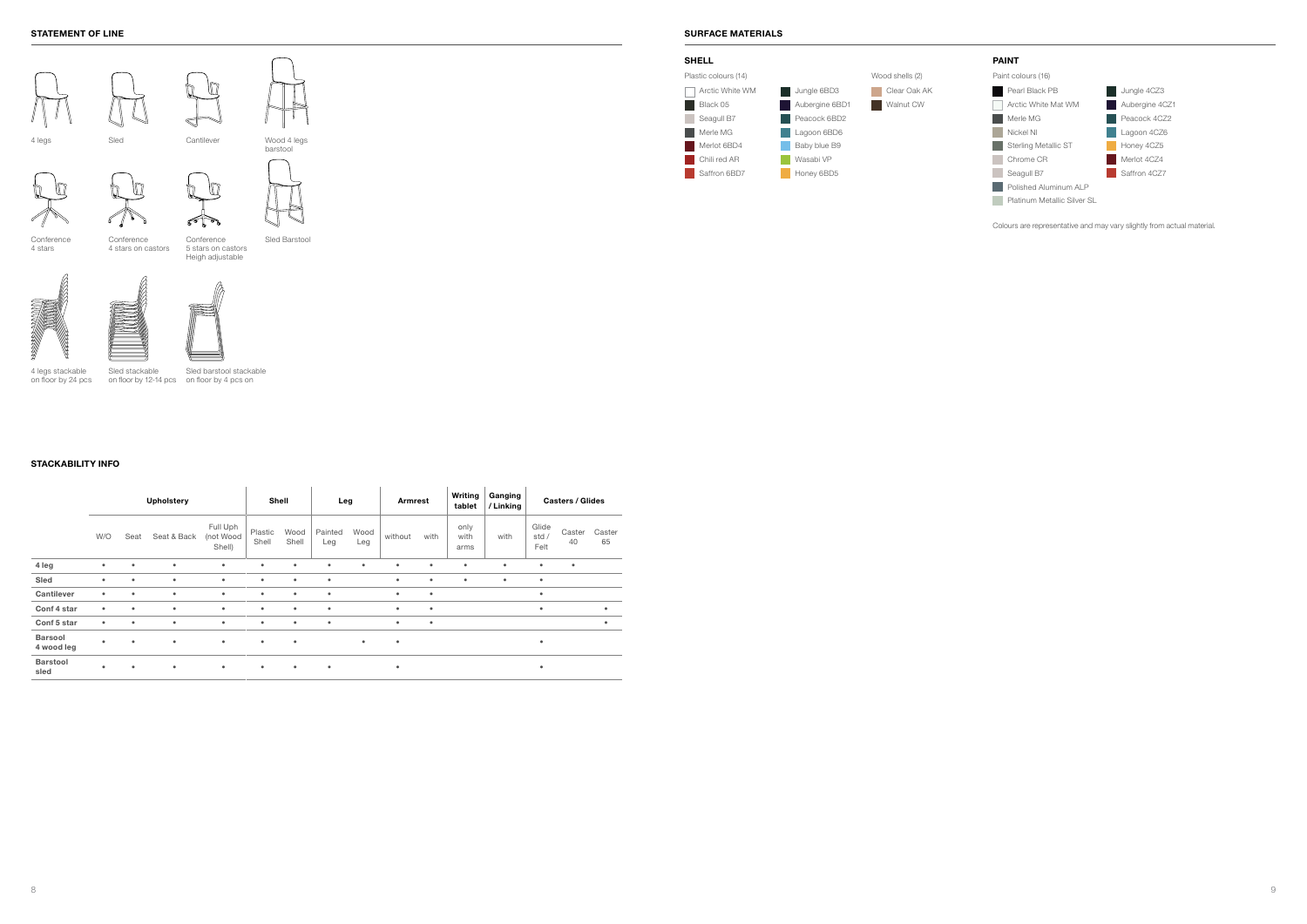## STATEMENT OF LINE

4 legs

Sled

Cantilever

Wood 4 legs barstool

Conference 4 stars

Conference 4 stars on castors

Conference 5 stars on castors Heigh adjustable

Sled Barstool

4 legs stackable on floor by 24 pcs

Sled stackable on floor by 12-14 pcs

Sled barstool stackable on floor by 4 pcs on

## STACKABILITY INFO

| | Upholstery | | | | Shell | | Leg | | Armrest | | Writing tablet | Ganging / Linking | Casters / Glides | | |
|---|---|---|---|---|---|---|---|---|---|---|---|---|---|---|---|
| | W/O | Seat | Seat & Back | Full Uph (not Wood Shell) | Plastic Shell | Wood Shell | Painted Leg | Wood Leg | without | with | only with arms | with | Glide std / Felt | Caster 40 | Caster 65 |
| **4 leg** | • | • | • | • | • | • | • | • | • | • | • | • | • | • | |
| **Sled** | • | • | • | • | • | • | • | | • | • | • | • | • | | |
| **Cantilever** | • | • | • | • | • | • | • | | • | • | | | • | | |
| **Conf 4 star** | • | • | • | • | • | • | • | | • | • | | | • | | • |
| **Conf 5 star** | • | • | • | • | • | • | • | | • | • | | | | | • |
| **Barsool 4 wood leg** | • | • | • | • | • | • | | • | • | | | | • | | |
| **Barstool sled** | • | • | • | • | • | • | • | | • | | | | • | | |

## SURFACE MATERIALS

### SHELL

Plastic colours (14)

- Arctic White WM
- Black 05
- Seagull B7
- Merle MG
- Merlot 6BD4
- Chili red AR
- Saffron 6BD7
- Jungle 6BD3
- Aubergine 6BD1
- Peacock 6BD2
- Lagoon 6BD6
- Baby blue B9
- Wasabi VP
- Honey 6BD5

Wood shells (2)

- Clear Oak AK
- Walnut CW

### PAINT

Paint colours (16)

- Pearl Black PB
- Arctic White Mat WM
- Merle MG
- Nickel NI
- Sterling Metallic ST
- Chrome CR
- Seagull B7
- Polished Aluminum ALP
- Platinum Metallic Silver SL
- Jungle 4CZ3
- Aubergine 4CZ1
- Peacock 4CZ2
- Lagoon 4CZ6
- Honey 4CZ5
- Merlot 4CZ4
- Saffron 4CZ7

Colours are representative and may vary slightly from actual material.